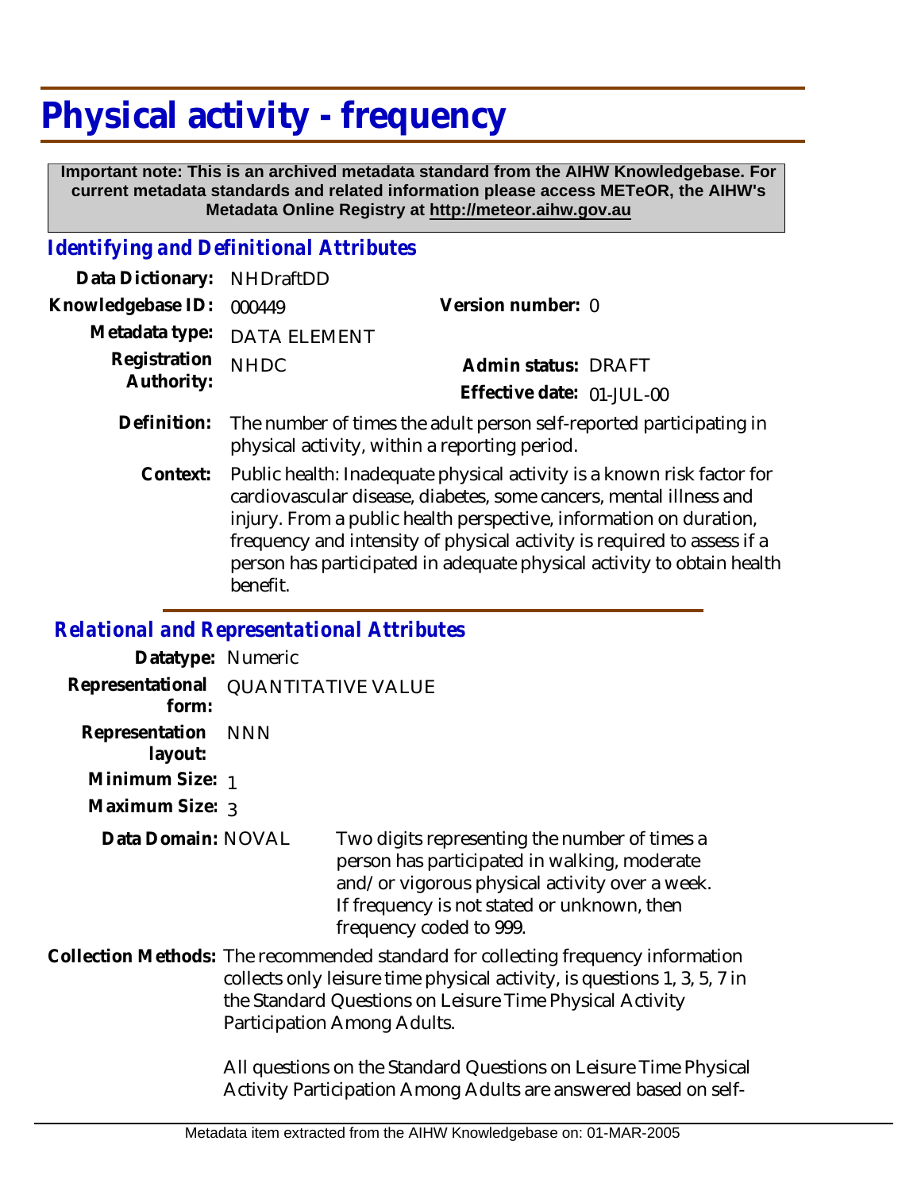# Physical activity - frequency

**Important note: This is an archived metadata standard from the AIHW Knowledgebase. For current metadata standards and related information please access METeOR, the AIHW's Metadata Online Registry at http://meteor.aihw.gov.au**

## *Identifying and Definitional Attributes*

**Data Dictionary:** NHDraftDD

**Knowledgebase ID:** 000449

**Version number:** 0

**Metadata type:** DATA ELEMENT

**Registration Authority:** NHDC

**Admin status:** DRAFT

**Effective date:** 01-JUL-00

**Definition:** The number of times the adult person self-reported participating in physical activity, within a reporting period.

**Context:** Public health: Inadequate physical activity is a known risk factor for cardiovascular disease, diabetes, some cancers, mental illness and injury. From a public health perspective, information on duration, frequency and intensity of physical activity is required to assess if a person has participated in adequate physical activity to obtain health benefit.

## *Relational and Representational Attributes*

**Datatype:** Numeric

**Representational form:** QUANTITATIVE VALUE

**Representation layout:** NNN

**Minimum Size:** 1

**Maximum Size:** 3

**Data Domain:** NOVAL

Two digits representing the number of times a person has participated in walking, moderate and/or vigorous physical activity over a week. If frequency is not stated or unknown, then frequency coded to 999.

**Collection Methods:** The recommended standard for collecting frequency information collects only leisure time physical activity, is questions 1, 3, 5, 7 in the Standard Questions on Leisure Time Physical Activity Participation Among Adults.

All questions on the Standard Questions on Leisure Time Physical Activity Participation Among Adults are answered based on self-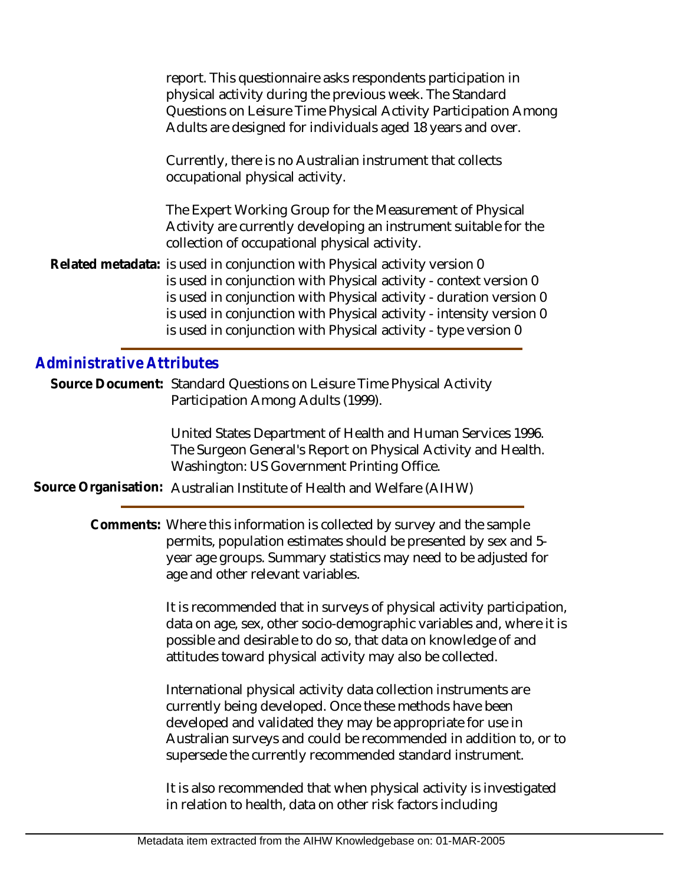report. This questionnaire asks respondents participation in physical activity during the previous week. The Standard Questions on Leisure Time Physical Activity Participation Among Adults are designed for individuals aged 18 years and over.

Currently, there is no Australian instrument that collects occupational physical activity.

The Expert Working Group for the Measurement of Physical Activity are currently developing an instrument suitable for the collection of occupational physical activity.

**Related metadata:** is used in conjunction with Physical activity version 0
is used in conjunction with Physical activity - context version 0
is used in conjunction with Physical activity - duration version 0
is used in conjunction with Physical activity - intensity version 0
is used in conjunction with Physical activity - type version 0

## *Administrative Attributes*

**Source Document:** Standard Questions on Leisure Time Physical Activity Participation Among Adults (1999).

United States Department of Health and Human Services 1996. The Surgeon General's Report on Physical Activity and Health. Washington: US Government Printing Office.

**Source Organisation:** Australian Institute of Health and Welfare (AIHW)

**Comments:** Where this information is collected by survey and the sample permits, population estimates should be presented by sex and 5-year age groups. Summary statistics may need to be adjusted for age and other relevant variables.

It is recommended that in surveys of physical activity participation, data on age, sex, other socio-demographic variables and, where it is possible and desirable to do so, that data on knowledge of and attitudes toward physical activity may also be collected.

International physical activity data collection instruments are currently being developed. Once these methods have been developed and validated they may be appropriate for use in Australian surveys and could be recommended in addition to, or to supersede the currently recommended standard instrument.

It is also recommended that when physical activity is investigated in relation to health, data on other risk factors including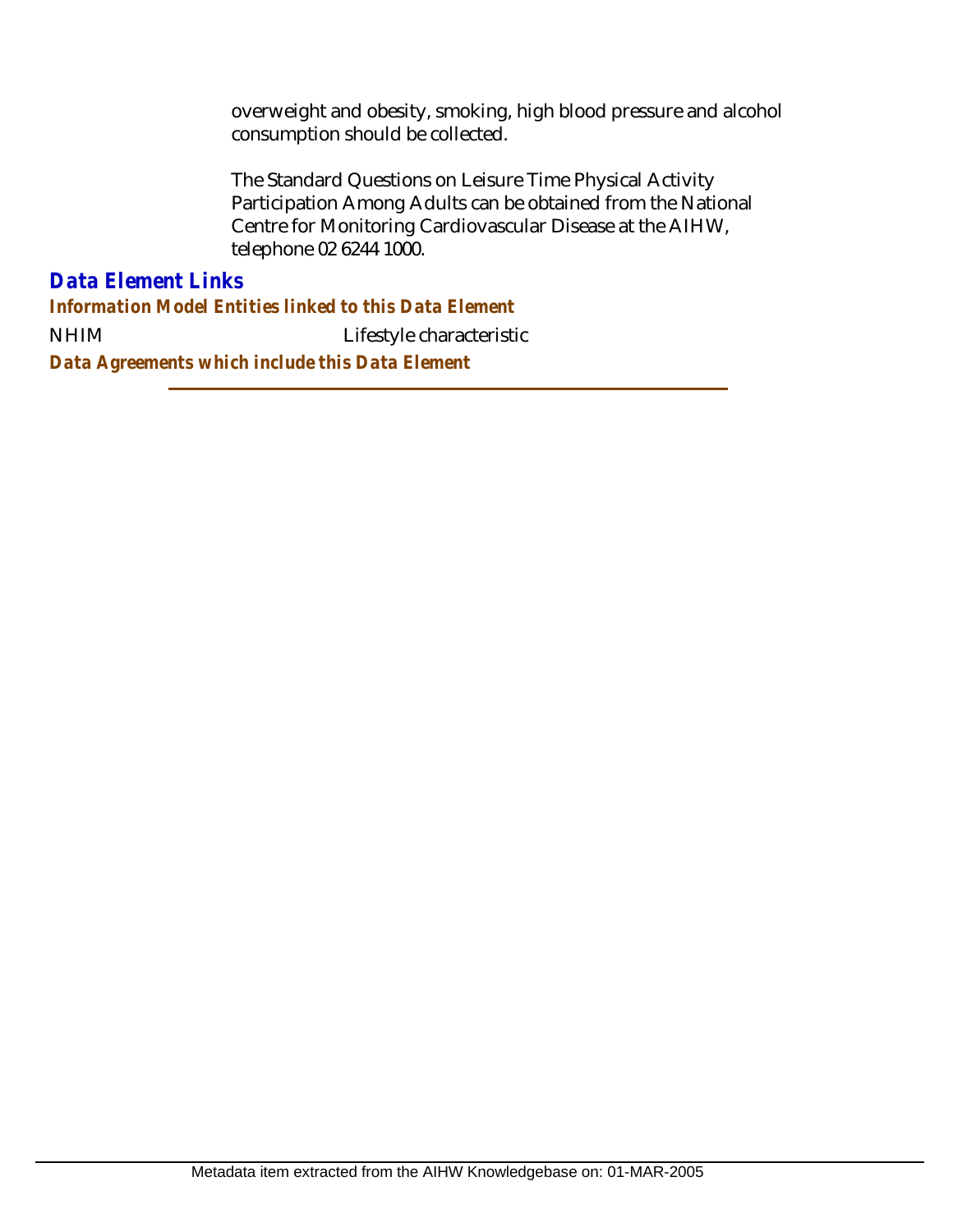overweight and obesity, smoking, high blood pressure and alcohol consumption should be collected.

The Standard Questions on Leisure Time Physical Activity Participation Among Adults can be obtained from the National Centre for Monitoring Cardiovascular Disease at the AIHW, telephone 02 6244 1000.

## Data Element Links

### Information Model Entities linked to this Data Element

| | |
|---|---|
| NHIM | Lifestyle characteristic |

### Data Agreements which include this Data Element

Metadata item extracted from the AIHW Knowledgebase on: 01-MAR-2005